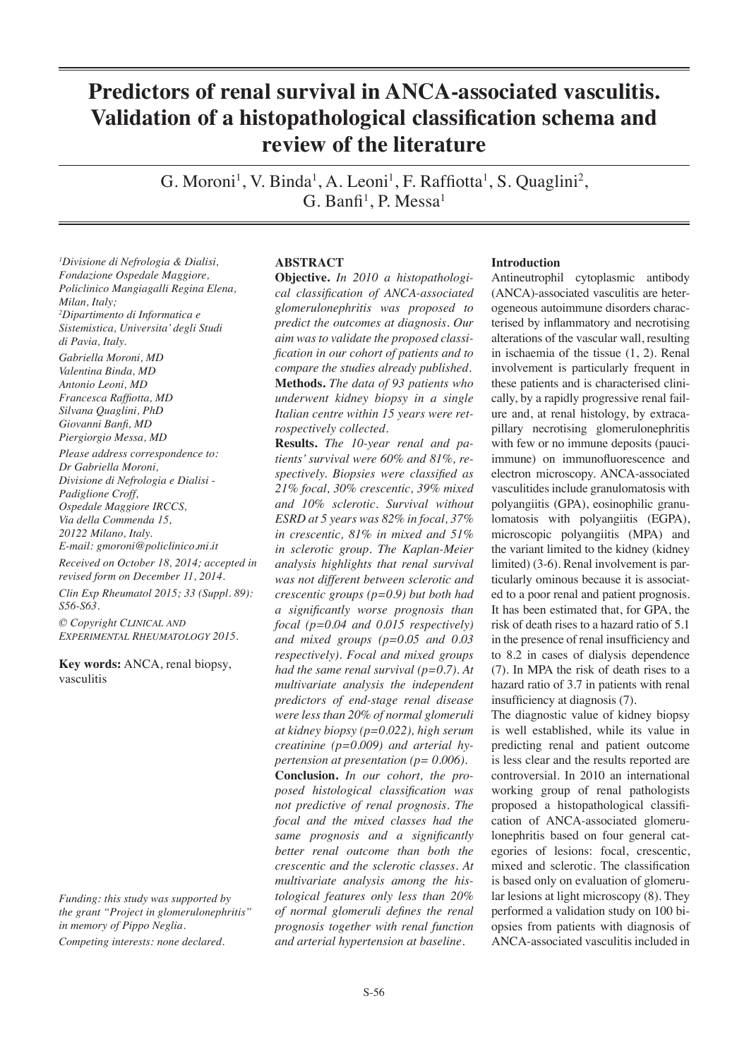# Predictors of renal survival in ANCA-associated vasculitis. Validation of a histopathological classification schema and review of the literature

G. Moroni[1], V. Binda[1], A. Leoni[1], F. Raffiotta[1], S. Quaglini[2], G. Banfi[1], P. Messa[1]

[1]*Divisione di Nefrologia & Dialisi, Fondazione Ospedale Maggiore, Policlinico Mangiagalli Regina Elena, Milan, Italy;*
[2]*Dipartimento di Informatica e Sistemistica, Universita' degli Studi di Pavia, Italy.*

*Gabriella Moroni, MD*
*Valentina Binda, MD*
*Antonio Leoni, MD*
*Francesca Raffiotta, MD*
*Silvana Quaglini, PhD*
*Giovanni Banfi, MD*
*Piergiorgio Messa, MD*

*Please address correspondence to:*
*Dr Gabriella Moroni,*
*Divisione di Nefrologia e Dialisi - Padiglione Croff,*
*Ospedale Maggiore IRCCS,*
*Via della Commenda 15,*
*20122 Milano, Italy.*
*E-mail: gmoroni@policlinico.mi.it*

*Received on October 18, 2014; accepted in revised form on December 11, 2014.*

*Clin Exp Rheumatol 2015; 33 (Suppl. 89): S56-S63.*

*© Copyright Clinical and Experimental Rheumatology 2015.*

**Key words:** ANCA, renal biopsy, vasculitis

*Funding: this study was supported by the grant "Project in glomerulonephritis" in memory of Pippo Neglia.*

*Competing interests: none declared.*

## ABSTRACT

**Objective.** *In 2010 a histopathological classification of ANCA-associated glomerulonephritis was proposed to predict the outcomes at diagnosis. Our aim was to validate the proposed classification in our cohort of patients and to compare the studies already published.*

**Methods.** *The data of 93 patients who underwent kidney biopsy in a single Italian centre within 15 years were retrospectively collected.*

**Results.** *The 10-year renal and patients' survival were 60% and 81%, respectively. Biopsies were classified as 21% focal, 30% crescentic, 39% mixed and 10% sclerotic. Survival without ESRD at 5 years was 82% in focal, 37% in crescentic, 81% in mixed and 51% in sclerotic group. The Kaplan-Meier analysis highlights that renal survival was not different between sclerotic and crescentic groups (p=0.9) but both had a significantly worse prognosis than focal (p=0.04 and 0.015 respectively) and mixed groups (p=0.05 and 0.03 respectively). Focal and mixed groups had the same renal survival (p=0.7). At multivariate analysis the independent predictors of end-stage renal disease were less than 20% of normal glomeruli at kidney biopsy (p=0.022), high serum creatinine (p=0.009) and arterial hypertension at presentation (p= 0.006).*

**Conclusion.** *In our cohort, the proposed histological classification was not predictive of renal prognosis. The focal and the mixed classes had the same prognosis and a significantly better renal outcome than both the crescentic and the sclerotic classes. At multivariate analysis among the histological features only less than 20% of normal glomeruli defines the renal prognosis together with renal function and arterial hypertension at baseline.*

## Introduction

Antineutrophil cytoplasmic antibody (ANCA)-associated vasculitis are heterogeneous autoimmune disorders characterised by inflammatory and necrotising alterations of the vascular wall, resulting in ischaemia of the tissue (1, 2). Renal involvement is particularly frequent in these patients and is characterised clinically, by a rapidly progressive renal failure and, at renal histology, by extracapillary necrotising glomerulonephritis with few or no immune deposits (pauci-immune) on immunofluorescence and electron microscopy. ANCA-associated vasculitides include granulomatosis with polyangiitis (GPA), eosinophilic granulomatosis with polyangiitis (EGPA), microscopic polyangiitis (MPA) and the variant limited to the kidney (kidney limited) (3-6). Renal involvement is particularly ominous because it is associated to a poor renal and patient prognosis. It has been estimated that, for GPA, the risk of death rises to a hazard ratio of 5.1 in the presence of renal insufficiency and to 8.2 in cases of dialysis dependence (7). In MPA the risk of death rises to a hazard ratio of 3.7 in patients with renal insufficiency at diagnosis (7).

The diagnostic value of kidney biopsy is well established, while its value in predicting renal and patient outcome is less clear and the results reported are controversial. In 2010 an international working group of renal pathologists proposed a histopathological classification of ANCA-associated glomerulonephritis based on four general categories of lesions: focal, crescentic, mixed and sclerotic. The classification is based only on evaluation of glomerular lesions at light microscopy (8). They performed a validation study on 100 biopsies from patients with diagnosis of ANCA-associated vasculitis included in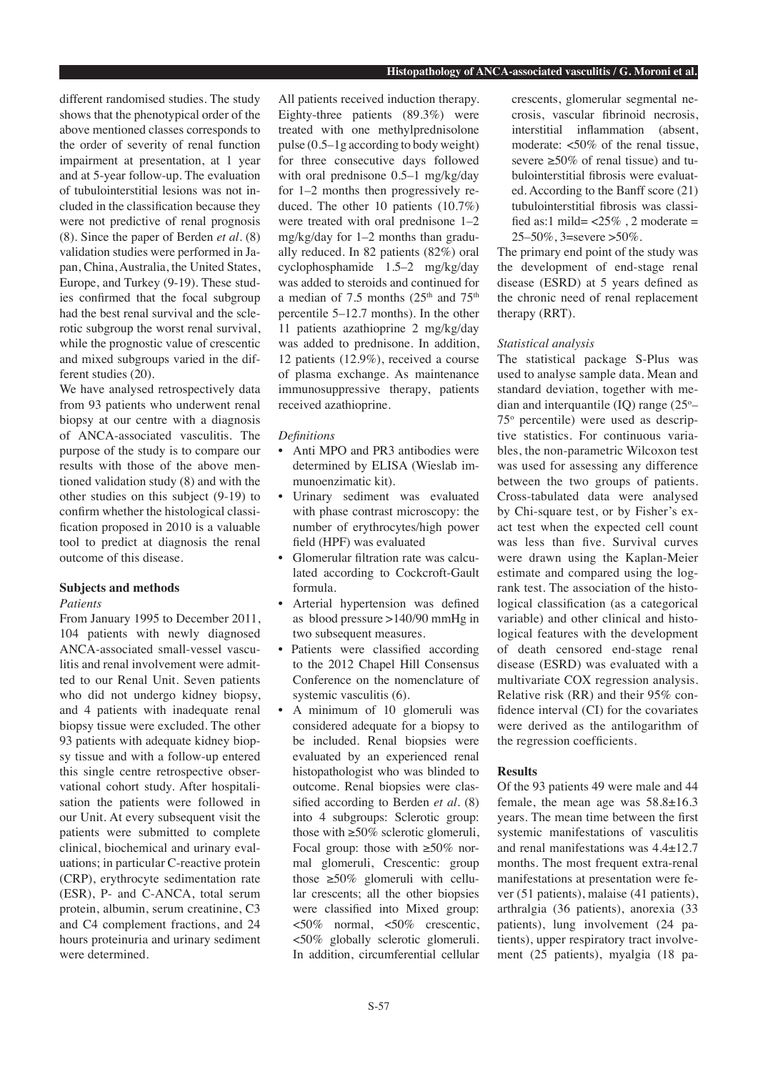different randomised studies. The study shows that the phenotypical order of the above mentioned classes corresponds to the order of severity of renal function impairment at presentation, at 1 year and at 5-year follow-up. The evaluation of tubulointerstitial lesions was not included in the classification because they were not predictive of renal prognosis (8). Since the paper of Berden *et al.* (8) validation studies were performed in Japan, China, Australia, the United States, Europe, and Turkey (9-19). These studies confirmed that the focal subgroup had the best renal survival and the sclerotic subgroup the worst renal survival, while the prognostic value of crescentic and mixed subgroups varied in the different studies (20).

We have analysed retrospectively data from 93 patients who underwent renal biopsy at our centre with a diagnosis of ANCA-associated vasculitis. The purpose of the study is to compare our results with those of the above mentioned validation study (8) and with the other studies on this subject (9-19) to confirm whether the histological classification proposed in 2010 is a valuable tool to predict at diagnosis the renal outcome of this disease.

## Subjects and methods

### *Patients*

From January 1995 to December 2011, 104 patients with newly diagnosed ANCA-associated small-vessel vasculitis and renal involvement were admitted to our Renal Unit. Seven patients who did not undergo kidney biopsy, and 4 patients with inadequate renal biopsy tissue were excluded. The other 93 patients with adequate kidney biopsy tissue and with a follow-up entered this single centre retrospective observational cohort study. After hospitalisation the patients were followed in our Unit. At every subsequent visit the patients were submitted to complete clinical, biochemical and urinary evaluations; in particular C-reactive protein (CRP), erythrocyte sedimentation rate (ESR), P- and C-ANCA, total serum protein, albumin, serum creatinine, C3 and C4 complement fractions, and 24 hours proteinuria and urinary sediment were determined.

All patients received induction therapy. Eighty-three patients (89.3%) were treated with one methylprednisolone pulse (0.5–1g according to body weight) for three consecutive days followed with oral prednisone 0.5–1 mg/kg/day for 1–2 months then progressively reduced. The other 10 patients (10.7%) were treated with oral prednisone 1–2 mg/kg/day for 1–2 months than gradually reduced. In 82 patients (82%) oral cyclophosphamide 1.5–2 mg/kg/day was added to steroids and continued for a median of 7.5 months (25th and 75th percentile 5–12.7 months). In the other 11 patients azathioprine 2 mg/kg/day was added to prednisone. In addition, 12 patients (12.9%), received a course of plasma exchange. As maintenance immunosuppressive therapy, patients received azathioprine.

### *Definitions*

- Anti MPO and PR3 antibodies were determined by ELISA (Wieslab immunoenzimatic kit).
- Urinary sediment was evaluated with phase contrast microscopy: the number of erythrocytes/high power field (HPF) was evaluated
- Glomerular filtration rate was calculated according to Cockcroft-Gault formula.
- Arterial hypertension was defined as blood pressure >140/90 mmHg in two subsequent measures.
- Patients were classified according to the 2012 Chapel Hill Consensus Conference on the nomenclature of systemic vasculitis (6).
- A minimum of 10 glomeruli was considered adequate for a biopsy to be included. Renal biopsies were evaluated by an experienced renal histopathologist who was blinded to outcome. Renal biopsies were classified according to Berden *et al.* (8) into 4 subgroups: Sclerotic group: those with ≥50% sclerotic glomeruli, Focal group: those with ≥50% normal glomeruli, Crescentic: group those ≥50% glomeruli with cellular crescents; all the other biopsies were classified into Mixed group: <50% normal, <50% crescentic, <50% globally sclerotic glomeruli. In addition, circumferential cellular crescents, glomerular segmental necrosis, vascular fibrinoid necrosis, interstitial inflammation (absent, moderate: <50% of the renal tissue, severe ≥50% of renal tissue) and tubulointerstitial fibrosis were evaluated. According to the Banff score (21) tubulointerstitial fibrosis was classified as:1 mild= <25% , 2 moderate = 25–50%, 3=severe >50%.

The primary end point of the study was the development of end-stage renal disease (ESRD) at 5 years defined as the chronic need of renal replacement therapy (RRT).

### *Statistical analysis*

The statistical package S-Plus was used to analyse sample data. Mean and standard deviation, together with median and interquantile (IQ) range (25°–75° percentile) were used as descriptive statistics. For continuous variables, the non-parametric Wilcoxon test was used for assessing any difference between the two groups of patients. Cross-tabulated data were analysed by Chi-square test, or by Fisher's exact test when the expected cell count was less than five. Survival curves were drawn using the Kaplan-Meier estimate and compared using the log-rank test. The association of the histological classification (as a categorical variable) and other clinical and histological features with the development of death censored end-stage renal disease (ESRD) was evaluated with a multivariate COX regression analysis. Relative risk (RR) and their 95% confidence interval (CI) for the covariates were derived as the antilogarithm of the regression coefficients.

## Results

Of the 93 patients 49 were male and 44 female, the mean age was 58.8±16.3 years. The mean time between the first systemic manifestations of vasculitis and renal manifestations was 4.4±12.7 months. The most frequent extra-renal manifestations at presentation were fever (51 patients), malaise (41 patients), arthralgia (36 patients), anorexia (33 patients), lung involvement (24 patients), upper respiratory tract involvement (25 patients), myalgia (18 pa-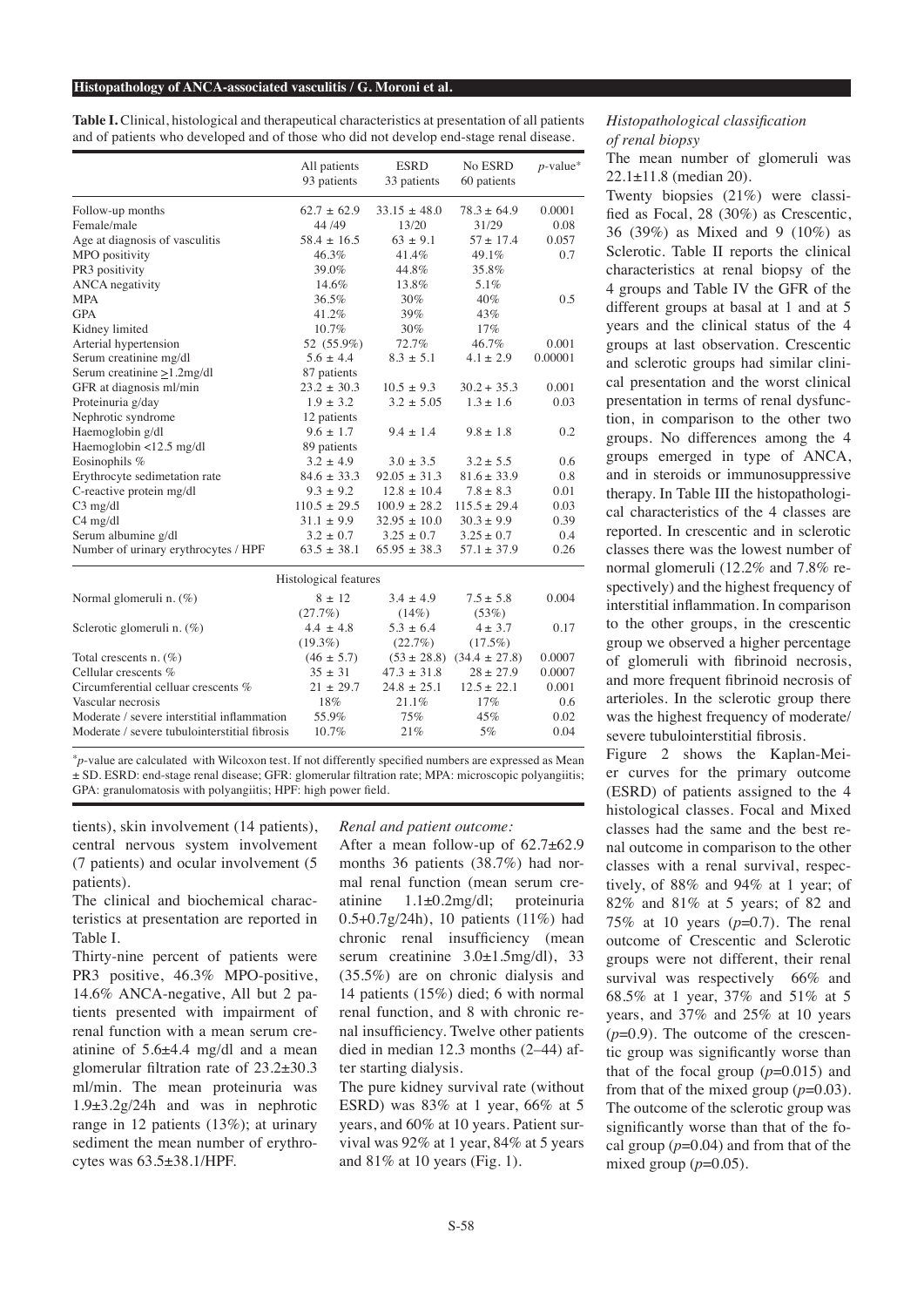**Table I.** Clinical, histological and therapeutical characteristics at presentation of all patients and of patients who developed and of those who did not develop end-stage renal disease.

| | All patients 93 patients | ESRD 33 patients | No ESRD 60 patients | *p*-value* |
|---|---|---|---|---|
| Follow-up months | 62.7 ± 62.9 | 33.15 ± 48.0 | 78.3 ± 64.9 | 0.0001 |
| Female/male | 44 /49 | 13/20 | 31/29 | 0.08 |
| Age at diagnosis of vasculitis | 58.4 ± 16.5 | 63 ± 9.1 | 57 ± 17.4 | 0.057 |
| MPO positivity | 46.3% | 41.4% | 49.1% | 0.7 |
| PR3 positivity | 39.0% | 44.8% | 35.8% | |
| ANCA negativity | 14.6% | 13.8% | 5.1% | |
| MPA | 36.5% | 30% | 40% | 0.5 |
| GPA | 41.2% | 39% | 43% | |
| Kidney limited | 10.7% | 30% | 17% | |
| Arterial hypertension | 52 (55.9%) | 72.7% | 46.7% | 0.001 |
| Serum creatinine mg/dl | 5.6 ± 4.4 | 8.3 ± 5.1 | 4.1 ± 2.9 | 0.00001 |
| Serum creatinine ≥1.2mg/dl | 87 patients | | | |
| GFR at diagnosis ml/min | 23.2 ± 30.3 | 10.5 ± 9.3 | 30.2 ± 35.3 | 0.001 |
| Proteinuria g/day | 1.9 ± 3.2 | 3.2 ± 5.05 | 1.3 ± 1.6 | 0.03 |
| Nephrotic syndrome | 12 patients | | | |
| Haemoglobin g/dl | 9.6 ± 1.7 | 9.4 ± 1.4 | 9.8 ± 1.8 | 0.2 |
| Haemoglobin <12.5 mg/dl | 89 patients | | | |
| Eosinophils % | 3.2 ± 4.9 | 3.0 ± 3.5 | 3.2 ± 5.5 | 0.6 |
| Erythrocyte sedimetation rate | 84.6 ± 33.3 | 92.05 ± 31.3 | 81.6 ± 33.9 | 0.8 |
| C-reactive protein mg/dl | 9.3 ± 9.2 | 12.8 ± 10.4 | 7.8 ± 8.3 | 0.01 |
| C3 mg/dl | 110.5 ± 29.5 | 100.9 ± 28.2 | 115.5 ± 29.4 | 0.03 |
| C4 mg/dl | 31.1 ± 9.9 | 32.95 ± 10.0 | 30.3 ± 9.9 | 0.39 |
| Serum albumine g/dl | 3.2 ± 0.7 | 3.25 ± 0.7 | 3.25 ± 0.7 | 0.4 |
| Number of urinary erythrocytes / HPF | 63.5 ± 38.1 | 65.95 ± 38.3 | 57.1 ± 37.9 | 0.26 |
| | Histological features | | | |
| Normal glomeruli n. (%) | 8 ± 12 (27.7%) | 3.4 ± 4.9 (14%) | 7.5 ± 5.8 (53%) | 0.004 |
| Sclerotic glomeruli n. (%) | 4.4 ± 4.8 (19.3%) | 5.3 ± 6.4 (22.7%) | 4 ± 3.7 (17.5%) | 0.17 |
| Total crescents n. (%) | (46 ± 5.7) | (53 ± 28.8) | (34.4 ± 27.8) | 0.0007 |
| Cellular crescents % | 35 ± 31 | 47.3 ± 31.8 | 28 ± 27.9 | 0.0007 |
| Circumferential celluar crescents % | 21 ± 29.7 | 24.8 ± 25.1 | 12.5 ± 22.1 | 0.001 |
| Vascular necrosis | 18% | 21.1% | 17% | 0.6 |
| Moderate / severe interstitial inflammation | 55.9% | 75% | 45% | 0.02 |
| Moderate / severe tubulointerstitial fibrosis | 10.7% | 21% | 5% | 0.04 |

*$p$-value are calculated with Wilcoxon test. If not differently specified numbers are expressed as Mean ± SD. ESRD: end-stage renal disease; GFR: glomerular filtration rate; MPA: microscopic polyangiitis; GPA: granulomatosis with polyangiitis; HPF: high power field.

tients), skin involvement (14 patients), central nervous system involvement (7 patients) and ocular involvement (5 patients).

The clinical and biochemical characteristics at presentation are reported in Table I.

Thirty-nine percent of patients were PR3 positive, 46.3% MPO-positive, 14.6% ANCA-negative, All but 2 patients presented with impairment of renal function with a mean serum creatinine of 5.6±4.4 mg/dl and a mean glomerular filtration rate of 23.2±30.3 ml/min. The mean proteinuria was 1.9±3.2g/24h and was in nephrotic range in 12 patients (13%); at urinary sediment the mean number of erythrocytes was 63.5±38.1/HPF.

*Renal and patient outcome:*

After a mean follow-up of 62.7±62.9 months 36 patients (38.7%) had normal renal function (mean serum creatinine 1.1±0.2mg/dl; proteinuria 0.5+0.7g/24h), 10 patients (11%) had chronic renal insufficiency (mean serum creatinine 3.0±1.5mg/dl), 33 (35.5%) are on chronic dialysis and 14 patients (15%) died; 6 with normal renal function, and 8 with chronic renal insufficiency. Twelve other patients died in median 12.3 months (2–44) after starting dialysis.

The pure kidney survival rate (without ESRD) was 83% at 1 year, 66% at 5 years, and 60% at 10 years. Patient survival was 92% at 1 year, 84% at 5 years and 81% at 10 years (Fig. 1).

### *Histopathological classification of renal biopsy*

The mean number of glomeruli was 22.1±11.8 (median 20).

Twenty biopsies (21%) were classified as Focal, 28 (30%) as Crescentic, 36 (39%) as Mixed and 9 (10%) as Sclerotic. Table II reports the clinical characteristics at renal biopsy of the 4 groups and Table IV the GFR of the different groups at basal at 1 and at 5 years and the clinical status of the 4 groups at last observation. Crescentic and sclerotic groups had similar clinical presentation and the worst clinical presentation in terms of renal dysfunction, in comparison to the other two groups. No differences among the 4 groups emerged in type of ANCA, and in steroids or immunosuppressive therapy. In Table III the histopathological characteristics of the 4 classes are reported. In crescentic and in sclerotic classes there was the lowest number of normal glomeruli (12.2% and 7.8% respectively) and the highest frequency of interstitial inflammation. In comparison to the other groups, in the crescentic group we observed a higher percentage of glomeruli with fibrinoid necrosis, and more frequent fibrinoid necrosis of arterioles. In the sclerotic group there was the highest frequency of moderate/severe tubulointerstitial fibrosis.

Figure 2 shows the Kaplan-Meier curves for the primary outcome (ESRD) of patients assigned to the 4 histological classes. Focal and Mixed classes had the same and the best renal outcome in comparison to the other classes with a renal survival, respectively, of 88% and 94% at 1 year; of 82% and 81% at 5 years; of 82 and 75% at 10 years ($p$=0.7). The renal outcome of Crescentic and Sclerotic groups were not different, their renal survival was respectively 66% and 68.5% at 1 year, 37% and 51% at 5 years, and 37% and 25% at 10 years ($p$=0.9). The outcome of the crescentic group was significantly worse than that of the focal group ($p$=0.015) and from that of the mixed group ($p$=0.03). The outcome of the sclerotic group was significantly worse than that of the focal group ($p$=0.04) and from that of the mixed group ($p$=0.05).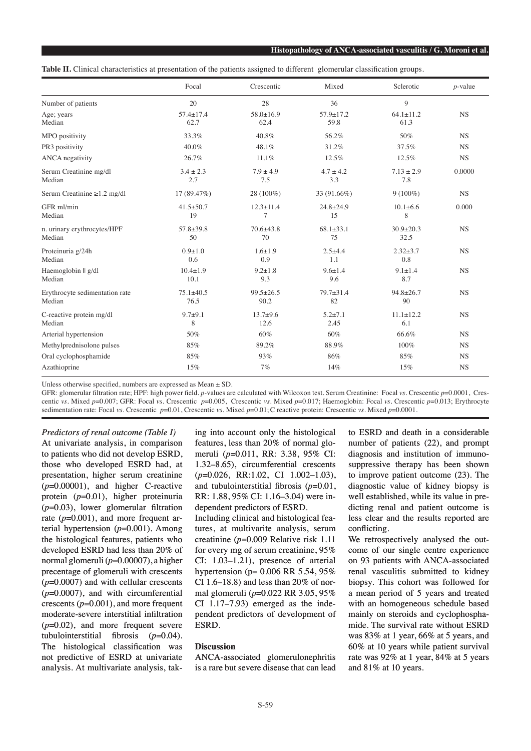**Table II.** Clinical characteristics at presentation of the patients assigned to different glomerular classification groups.

| | Focal | Crescentic | Mixed | Sclerotic | *p*-value |
|---|---|---|---|---|---|
| Number of patients | 20 | 28 | 36 | 9 | |
| Age; years<br>Median | 57.4±17.4<br>62.7 | 58.0±16.9<br>62.4 | 57.9±17.2<br>59.8 | 64.1±11.2<br>61.3 | NS |
| MPO positivity | 33.3% | 40.8% | 56.2% | 50% | NS |
| PR3 positivity | 40.0% | 48.1% | 31.2% | 37.5% | NS |
| ANCA negativity | 26.7% | 11.1% | 12.5% | 12.5% | NS |
| Serum Creatinine mg/dl<br>Median | 3.4 ± 2.3<br>2.7 | 7.9 ± 4.9<br>7.5 | 4.7 ± 4.2<br>3.3 | 7.13 ± 2.9<br>7.8 | 0.0000 |
| Serum Creatinine ≥1.2 mg/dl | 17 (89.47%) | 28 (100%) | 33 (91.66%) | 9 (100%) | NS |
| GFR ml/min<br>Median | 41.5±50.7<br>19 | 12.3±11.4<br>7 | 24.8±24.9<br>15 | 10.1±6.6<br>8 | 0.000 |
| n. urinary erythrocytes/HPF<br>Median | 57.8±39.8<br>50 | 70.6±43.8<br>70 | 68.1±33.1<br>75 | 30.9±20.3<br>32.5 | NS |
| Proteinuria g/24h<br>Median | 0.9±1.0<br>0.6 | 1.6±1.9<br>0.9 | 2.5±4.4<br>1.1 | 2.32±3.7<br>0.8 | NS |
| Haemoglobin ‖ g/dl<br>Median | 10.4±1.9<br>10.1 | 9.2±1.8<br>9.3 | 9.6±1.4<br>9.6 | 9.1±1.4<br>8.7 | NS |
| Erythrocyte sedimentation rate<br>Median | 75.1±40.5<br>76.5 | 99.5±26.5<br>90.2 | 79.7±31.4<br>82 | 94.8±26.7<br>90 | NS |
| C-reactive protein mg/dl<br>Median | 9.7±9.1<br>8 | 13.7±9.6<br>12.6 | 5.2±7.1<br>2.45 | 11.1±12.2<br>6.1 | NS |
| Arterial hypertension | 50% | 60% | 60% | 66.6% | NS |
| Methylprednisolone pulses | 85% | 89.2% | 88.9% | 100% | NS |
| Oral cyclophosphamide | 85% | 93% | 86% | 85% | NS |
| Azathioprine | 15% | 7% | 14% | 15% | NS |

Unless otherwise specified, numbers are expressed as Mean ± SD.

GFR: glomerular filtration rate; HPF: high power field. *p*-values are calculated with Wilcoxon test. Serum Creatinine: Focal *vs*. Crescentic *p*=0.0001, Crescentic *vs*. Mixed *p*=0.007; GFR: Focal *vs*. Crescentic *p*=0.005, Crescentic *vs*. Mixed *p*=0.017; Haemoglobin: Focal *vs*. Crescentic *p*=0.013; Erythrocyte sedimentation rate: Focal *vs*. Crescentic *p*=0.01, Crescentic *vs*. Mixed *p*=0.01; C reactive protein: Crescentic *vs*. Mixed *p*=0.0001.

*Predictors of renal outcome (Table I)*

At univariate analysis, in comparison to patients who did not develop ESRD, those who developed ESRD had, at presentation, higher serum creatinine (*p*=0.00001), and higher C-reactive protein (*p*=0.01), higher proteinuria (*p*=0.03), lower glomerular filtration rate (*p*=0.001), and more frequent arterial hypertension (*p*=0.001). Among the histological features, patients who developed ESRD had less than 20% of normal glomeruli (*p*=0.00007), a higher precentage of glomeruli with crescents (*p*=0.0007) and with cellular crescents (*p*=0.0007), and with circumferential crescents (*p*=0.001), and more frequent moderate-severe interstitial infiltration (*p*=0.02), and more frequent severe tubulointerstitial fibrosis (*p*=0.04). The histological classification was not predictive of ESRD at univariate analysis. At multivariate analysis, taking into account only the histological features, less than 20% of normal glomeruli (*p*=0.011, RR: 3.38, 95% CI: 1.32–8.65), circumferential crescents (*p*=0.026, RR:1.02, CI 1.002–1.03), and tubulointerstitial fibrosis (*p*=0.01, RR: 1.88, 95% CI: 1.16–3.04) were independent predictors of ESRD.

Including clinical and histological features, at multivarite analysis, serum creatinine (*p*=0.009 Relative risk 1.11 for every mg of serum creatinine, 95% CI: 1.03–1.21), presence of arterial hypertension (p= 0.006 RR 5.54, 95% CI 1.6–18.8) and less than 20% of normal glomeruli (*p*=0.022 RR 3.05, 95% CI 1.17–7.93) emerged as the independent predictors of development of ESRD.

## Discussion

ANCA-associated glomerulonephritis is a rare but severe disease that can lead to ESRD and death in a considerable number of patients (22), and prompt diagnosis and institution of immunosuppressive therapy has been shown to improve patient outcome (23). The diagnostic value of kidney biopsy is well established, while its value in predicting renal and patient outcome is less clear and the results reported are conflicting.

We retrospectively analysed the outcome of our single centre experience on 93 patients with ANCA-associated renal vasculitis submitted to kidney biopsy. This cohort was followed for a mean period of 5 years and treated with an homogeneous schedule based mainly on steroids and cyclophosphamide. The survival rate without ESRD was 83% at 1 year, 66% at 5 years, and 60% at 10 years while patient survival rate was 92% at 1 year, 84% at 5 years and 81% at 10 years.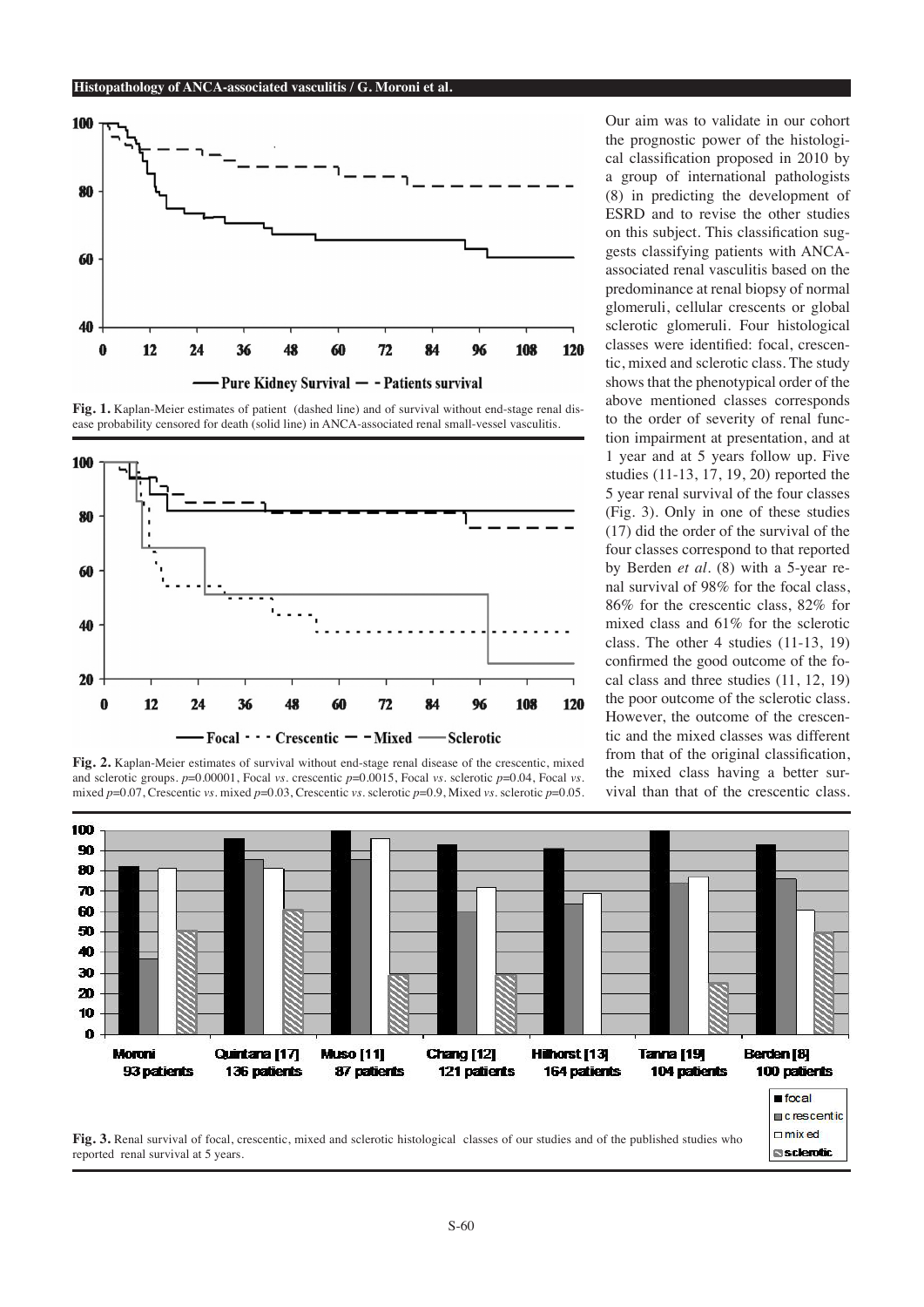Fig. 1. Kaplan-Meier estimates of patient (dashed line) and of survival without end-stage renal disease probability censored for death (solid line) in ANCA-associated renal small-vessel vasculitis.

Fig. 2. Kaplan-Meier estimates of survival without end-stage renal disease of the crescentic, mixed and sclerotic groups. $p$=0.00001, Focal *vs.* crescentic $p$=0.0015, Focal *vs.* sclerotic $p$=0.04, Focal *vs.* mixed $p$=0.07, Crescentic *vs.* mixed $p$=0.03, Crescentic *vs.* sclerotic $p$=0.9, Mixed *vs.* sclerotic $p$=0.05.

Our aim was to validate in our cohort the prognostic power of the histological classification proposed in 2010 by a group of international pathologists (8) in predicting the development of ESRD and to revise the other studies on this subject. This classification suggests classifying patients with ANCA-associated renal vasculitis based on the predominance at renal biopsy of normal glomeruli, cellular crescents or global sclerotic glomeruli. Four histological classes were identified: focal, crescentic, mixed and sclerotic class. The study shows that the phenotypical order of the above mentioned classes corresponds to the order of severity of renal function impairment at presentation, and at 1 year and at 5 years follow up. Five studies (11-13, 17, 19, 20) reported the 5 year renal survival of the four classes (Fig. 3). Only in one of these studies (17) did the order of the survival of the four classes correspond to that reported by Berden *et al.* (8) with a 5-year renal survival of 98% for the focal class, 86% for the crescentic class, 82% for mixed class and 61% for the sclerotic class. The other 4 studies (11-13, 19) confirmed the good outcome of the focal class and three studies (11, 12, 19) the poor outcome of the sclerotic class. However, the outcome of the crescentic and the mixed classes was different from that of the original classification, the mixed class having a better survival than that of the crescentic class.

Fig. 3. Renal survival of focal, crescentic, mixed and sclerotic histological classes of our studies and of the published studies who reported renal survival at 5 years.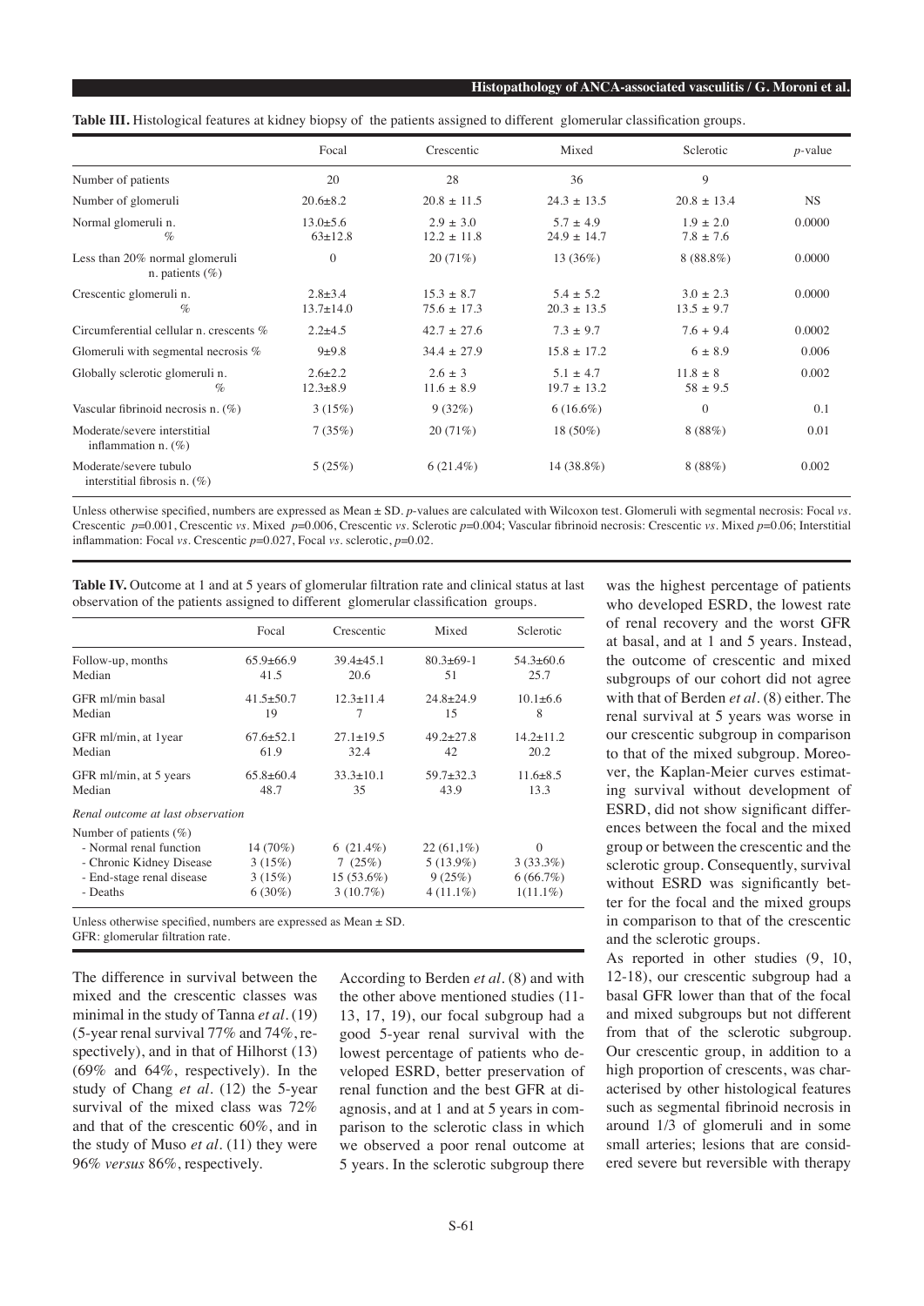**Table III.** Histological features at kidney biopsy of the patients assigned to different glomerular classification groups.

| | Focal | Crescentic | Mixed | Sclerotic | *p*-value |
|---|---|---|---|---|---|
| Number of patients | 20 | 28 | 36 | 9 | |
| Number of glomeruli | 20.6±8.2 | 20.8 ± 11.5 | 24.3 ± 13.5 | 20.8 ± 13.4 | NS |
| Normal glomeruli n.<br>% | 13.0±5.6<br>63±12.8 | 2.9 ± 3.0<br>12.2 ± 11.8 | 5.7 ± 4.9<br>24.9 ± 14.7 | 1.9 ± 2.0<br>7.8 ± 7.6 | 0.0000 |
| Less than 20% normal glomeruli<br>n. patients (%) | 0 | 20 (71%) | 13 (36%) | 8 (88.8%) | 0.0000 |
| Crescentic glomeruli n.<br>% | 2.8±3.4<br>13.7±14.0 | 15.3 ± 8.7<br>75.6 ± 17.3 | 5.4 ± 5.2<br>20.3 ± 13.5 | 3.0 ± 2.3<br>13.5 ± 9.7 | 0.0000 |
| Circumferential cellular n. crescents % | 2.2±4.5 | 42.7 ± 27.6 | 7.3 ± 9.7 | 7.6 + 9.4 | 0.0002 |
| Glomeruli with segmental necrosis % | 9±9.8 | 34.4 ± 27.9 | 15.8 ± 17.2 | 6 ± 8.9 | 0.006 |
| Globally sclerotic glomeruli n.<br>% | 2.6±2.2<br>12.3±8.9 | 2.6 ± 3<br>11.6 ± 8.9 | 5.1 ± 4.7<br>19.7 ± 13.2 | 11.8 ± 8<br>58 ± 9.5 | 0.002 |
| Vascular fibrinoid necrosis n. (%) | 3 (15%) | 9 (32%) | 6 (16.6%) | 0 | 0.1 |
| Moderate/severe interstitial inflammation n. (%) | 7 (35%) | 20 (71%) | 18 (50%) | 8 (88%) | 0.01 |
| Moderate/severe tubulo interstitial fibrosis n. (%) | 5 (25%) | 6 (21.4%) | 14 (38.8%) | 8 (88%) | 0.002 |

Unless otherwise specified, numbers are expressed as Mean ± SD. *p*-values are calculated with Wilcoxon test. Glomeruli with segmental necrosis: Focal *vs.* Crescentic $p$=0.001, Crescentic *vs.* Mixed $p$=0.006, Crescentic *vs.* Sclerotic $p$=0.004; Vascular fibrinoid necrosis: Crescentic *vs.* Mixed $p$=0.06; Interstitial inflammation: Focal *vs.* Crescentic $p$=0.027, Focal *vs.* sclerotic, $p$=0.02.

**Table IV.** Outcome at 1 and at 5 years of glomerular filtration rate and clinical status at last observation of the patients assigned to different glomerular classification groups.

| | Focal | Crescentic | Mixed | Sclerotic |
|---|---|---|---|---|
| Follow-up, months<br>Median | 65.9±66.9<br>41.5 | 39.4±45.1<br>20.6 | 80.3±69-1<br>51 | 54.3±60.6<br>25.7 |
| GFR ml/min basal<br>Median | 41.5±50.7<br>19 | 12.3±11.4<br>7 | 24.8±24.9<br>15 | 10.1±6.6<br>8 |
| GFR ml/min, at 1year<br>Median | 67.6±52.1<br>61.9 | 27.1±19.5<br>32.4 | 49.2±27.8<br>42 | 14.2±11.2<br>20.2 |
| GFR ml/min, at 5 years<br>Median | 65.8±60.4<br>48.7 | 33.3±10.1<br>35 | 59.7±32.3<br>43.9 | 11.6±8.5<br>13.3 |
| *Renal outcome at last observation* | | | | |
| Number of patients (%) | | | | |
| - Normal renal function | 14 (70%) | 6 (21.4%) | 22 (61,1%) | 0 |
| - Chronic Kidney Disease | 3 (15%) | 7 (25%) | 5 (13.9%) | 3 (33.3%) |
| - End-stage renal disease | 3 (15%) | 15 (53.6%) | 9 (25%) | 6 (66.7%) |
| - Deaths | 6 (30%) | 3 (10.7%) | 4 (11.1%) | 1(11.1%) |

Unless otherwise specified, numbers are expressed as Mean ± SD.
GFR: glomerular filtration rate.

The difference in survival between the mixed and the crescentic classes was minimal in the study of Tanna *et al.* (19) (5-year renal survival 77% and 74%, respectively), and in that of Hilhorst (13) (69% and 64%, respectively). In the study of Chang *et al.* (12) the 5-year survival of the mixed class was 72% and that of the crescentic 60%, and in the study of Muso *et al.* (11) they were 96% *versus* 86%, respectively.

According to Berden *et al.* (8) and with the other above mentioned studies (11-13, 17, 19), our focal subgroup had a good 5-year renal survival with the lowest percentage of patients who developed ESRD, better preservation of renal function and the best GFR at diagnosis, and at 1 and at 5 years in comparison to the sclerotic class in which we observed a poor renal outcome at 5 years. In the sclerotic subgroup there was the highest percentage of patients who developed ESRD, the lowest rate of renal recovery and the worst GFR at basal, and at 1 and 5 years. Instead, the outcome of crescentic and mixed subgroups of our cohort did not agree with that of Berden *et al.* (8) either. The renal survival at 5 years was worse in our crescentic subgroup in comparison to that of the mixed subgroup. Moreover, the Kaplan-Meier curves estimating survival without development of ESRD, did not show significant differences between the focal and the mixed group or between the crescentic and the sclerotic group. Consequently, survival without ESRD was significantly better for the focal and the mixed groups in comparison to that of the crescentic and the sclerotic groups.

As reported in other studies (9, 10, 12-18), our crescentic subgroup had a basal GFR lower than that of the focal and mixed subgroups but not different from that of the sclerotic subgroup. Our crescentic group, in addition to a high proportion of crescents, was characterised by other histological features such as segmental fibrinoid necrosis in around 1/3 of glomeruli and in some small arteries; lesions that are considered severe but reversible with therapy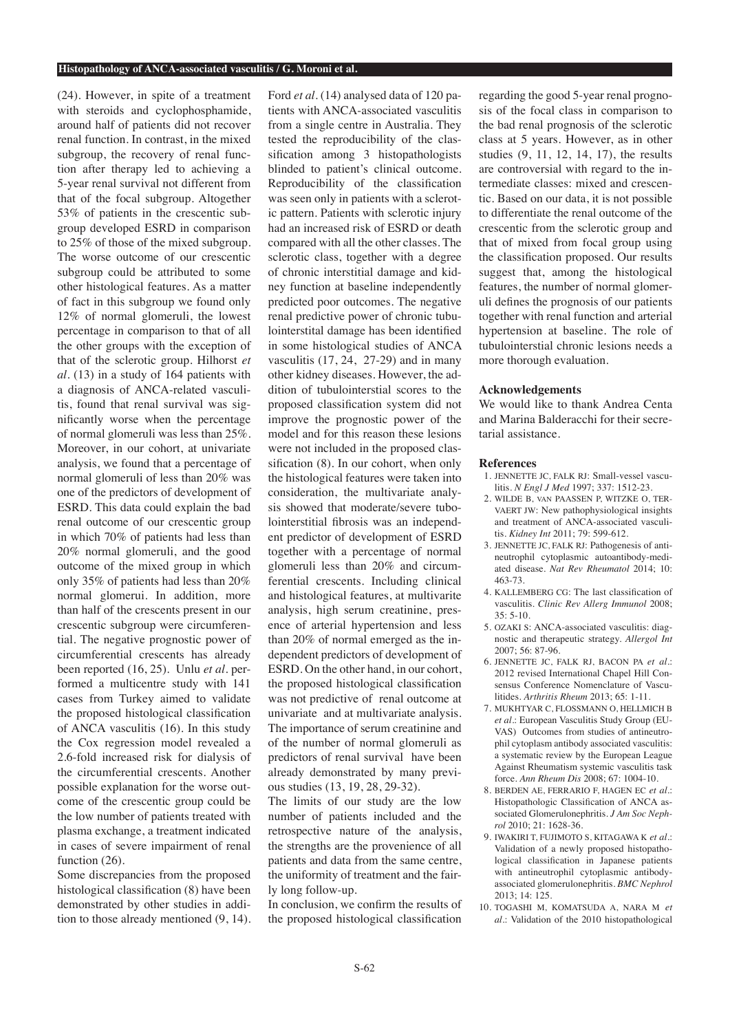(24). However, in spite of a treatment with steroids and cyclophosphamide, around half of patients did not recover renal function. In contrast, in the mixed subgroup, the recovery of renal function after therapy led to achieving a 5-year renal survival not different from that of the focal subgroup. Altogether 53% of patients in the crescentic subgroup developed ESRD in comparison to 25% of those of the mixed subgroup. The worse outcome of our crescentic subgroup could be attributed to some other histological features. As a matter of fact in this subgroup we found only 12% of normal glomeruli, the lowest percentage in comparison to that of all the other groups with the exception of that of the sclerotic group. Hilhorst *et al.* (13) in a study of 164 patients with a diagnosis of ANCA-related vasculitis, found that renal survival was significantly worse when the percentage of normal glomeruli was less than 25%. Moreover, in our cohort, at univariate analysis, we found that a percentage of normal glomeruli of less than 20% was one of the predictors of development of ESRD. This data could explain the bad renal outcome of our crescentic group in which 70% of patients had less than 20% normal glomeruli, and the good outcome of the mixed group in which only 35% of patients had less than 20% normal glomerui. In addition, more than half of the crescents present in our crescentic subgroup were circumferential. The negative prognostic power of circumferential crescents has already been reported (16, 25). Unlu *et al.* performed a multicentre study with 141 cases from Turkey aimed to validate the proposed histological classification of ANCA vasculitis (16). In this study the Cox regression model revealed a 2.6-fold increased risk for dialysis of the circumferential crescents. Another possible explanation for the worse outcome of the crescentic group could be the low number of patients treated with plasma exchange, a treatment indicated in cases of severe impairment of renal function (26).

Some discrepancies from the proposed histological classification (8) have been demonstrated by other studies in addition to those already mentioned (9, 14). Ford *et al.* (14) analysed data of 120 patients with ANCA-associated vasculitis from a single centre in Australia. They tested the reproducibility of the classification among 3 histopathologists blinded to patient's clinical outcome. Reproducibility of the classification was seen only in patients with a sclerotic pattern. Patients with sclerotic injury had an increased risk of ESRD or death compared with all the other classes. The sclerotic class, together with a degree of chronic interstitial damage and kidney function at baseline independently predicted poor outcomes. The negative renal predictive power of chronic tubulointerstitial damage has been identified in some histological studies of ANCA vasculitis (17, 24, 27-29) and in many other kidney diseases. However, the addition of tubulointerstial scores to the proposed classification system did not improve the prognostic power of the model and for this reason these lesions were not included in the proposed classification (8). In our cohort, when only the histological features were taken into consideration, the multivariate analysis showed that moderate/severe tubolointerstitial fibrosis was an independent predictor of development of ESRD together with a percentage of normal glomeruli less than 20% and circumferential crescents. Including clinical and histological features, at multivarite analysis, high serum creatinine, presence of arterial hypertension and less than 20% of normal emerged as the independent predictors of development of ESRD. On the other hand, in our cohort, the proposed histological classification was not predictive of renal outcome at univariate and at multivariate analysis. The importance of serum creatinine and of the number of normal glomeruli as predictors of renal survival have been already demonstrated by many previous studies (13, 19, 28, 29-32).

The limits of our study are the low number of patients included and the retrospective nature of the analysis, the strengths are the provenience of all patients and data from the same centre, the uniformity of treatment and the fairly long follow-up.

In conclusion, we confirm the results of the proposed histological classification regarding the good 5-year renal prognosis of the focal class in comparison to the bad renal prognosis of the sclerotic class at 5 years. However, as in other studies (9, 11, 12, 14, 17), the results are controversial with regard to the intermediate classes: mixed and crescentic. Based on our data, it is not possible to differentiate the renal outcome of the crescentic from the sclerotic group and that of mixed from focal group using the classification proposed. Our results suggest that, among the histological features, the number of normal glomeruli defines the prognosis of our patients together with renal function and arterial hypertension at baseline. The role of tubulointerstial chronic lesions needs a more thorough evaluation.

#### Acknowledgements

We would like to thank Andrea Centa and Marina Balderacchi for their secretarial assistance.

#### References

1. JENNETTE JC, FALK RJ: Small-vessel vasculitis. *N Engl J Med* 1997; 337: 1512-23.
2. WILDE B, VAN PAASSEN P, WITZKE O, TERVAERT JW: New pathophysiological insights and treatment of ANCA-associated vasculitis. *Kidney Int* 2011; 79: 599-612.
3. JENNETTE JC, FALK RJ: Pathogenesis of antineutrophil cytoplasmic autoantibody-mediated disease. *Nat Rev Rheumatol* 2014; 10: 463-73.
4. KALLENBERG CG: The last classification of vasculitis. *Clinic Rev Allerg Immunol* 2008; 35: 5-10.
5. OZAKI S: ANCA-associated vasculitis: diagnostic and therapeutic strategy. *Allergol Int* 2007; 56: 87-96.
6. JENNETTE JC, FALK RJ, BACON PA *et al.*: 2012 revised International Chapel Hill Consensus Conference Nomenclature of Vasculitides. *Arthritis Rheum* 2013; 65: 1-11.
7. MUKHTYAR C, FLOSSMANN O, HELLMICH B *et al.*: European Vasculitis Study Group (EUVAS) Outcomes from studies of antineutrophil cytoplasm antibody associated vasculitis: a systematic review by the European League Against Rheumatism systemic vasculitis task force. *Ann Rheum Dis* 2008; 67: 1004-10.
8. BERDEN AE, FERRARIO F, HAGEN EC *et al.*: Histopathologic Classification of ANCA associated Glomerulonephritis. *J Am Soc Nephrol* 2010; 21: 1628-36.
9. IWAKIRI T, FUJIMOTO S, KITAGAWA K *et al.*: Validation of a newly proposed histopathological classification in Japanese patients with antineutrophil cytoplasmic antibody-associated glomerulonephritis. *BMC Nephrol* 2013; 14: 125.
10. TOGASHI M, KOMATSUDA A, NARA M *et al.*: Validation of the 2010 histopathological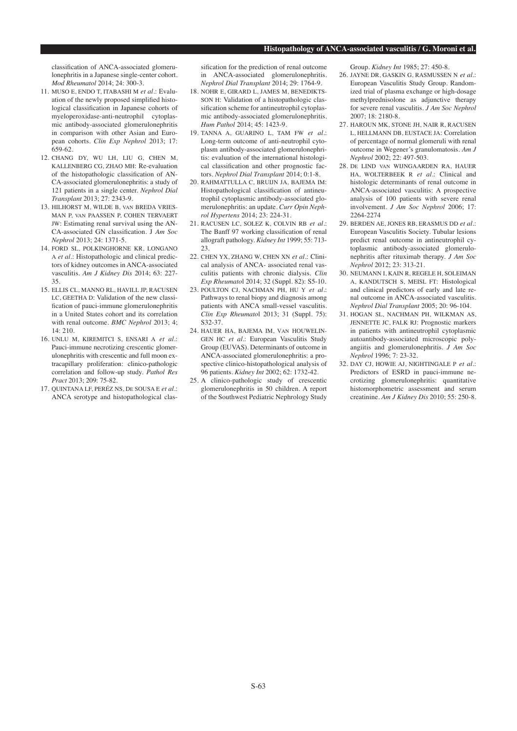classification of ANCA-associated glomerulonephritis in a Japanese single-center cohort. *Mod Rheumatol* 2014; 24: 300-3.

11. MUSO E, ENDO T, ITABASHI M *et al.*: Evaluation of the newly proposed simplified histological classification in Japanese cohorts of myeloperoxidase-anti-neutrophil cytoplasmic antibody-associated glomerulonephritis in comparison with other Asian and European cohorts. *Clin Exp Nephrol* 2013; 17: 659-62.
12. CHANG DY, WU LH, LIU G, CHEN M, KALLENBERG CG, ZHAO MH: Re-evaluation of the histopathologic classification of ANCA-associated glomerulonephritis: a study of 121 patients in a single center. *Nephrol Dial Transplant* 2013; 27: 2343-9.
13. HILHORST M, WILDE B, VAN BREDA VRIESMAN P, VAN PAASSEN P, COHEN TERVAERT JW: Estimating renal survival using the ANCA-associated GN classification. J *Am Soc Nephrol* 2013; 24: 1371-5.
14. FORD SL, POLKINGHORNE KR, LONGANO A *et al.*: Histopathologic and clinical predictors of kidney outcomes in ANCA-associated vasculitis. *Am J Kidney Dis* 2014; 63: 227-35.
15. ELLIS CL, MANNO RL, HAVILL JP, RACUSEN LC, GEETHA D: Validation of the new classification of pauci-immune glomerulonephritis in a United States cohort and its correlation with renal outcome. *BMC Nephrol* 2013; 4; 14: 210.
16. UNLU M, KIREMITCI S, ENSARI A *et al.*: Pauci-immune necrotizing crescentic glomerulonephritis with crescentic and full moon extracapillary proliferation: clinico-pathologic correlation and follow-up study. *Pathol Res Pract* 2013; 209: 75-82.
17. QUINTANA LF, PERÉZ NS, DE SOUSA E *et al.*: ANCA serotype and histopathological classification for the prediction of renal outcome in ANCA-associated glomerulonephritis. *Nephrol Dial Transplant* 2014; 29: 1764-9.
18. NOHR E, GIRARD L, JAMES M, BENEDIKTSSON H: Validation of a histopathologic classification scheme for antineutrophil cytoplasmic antibody-associated glomerulonephritis. *Hum Pathol* 2014; 45: 1423-9.
19. TANNA A, GUARINO L, TAM FW *et al.*: Long-term outcome of anti-neutrophil cytoplasm antibody-associated glomerulonephritis: evaluation of the international histological classification and other prognostic factors. *Nephrol Dial Transplant* 2014; 0:1-8.
20. RAHMATTULLA C, BRUIJN JA, BAJEMA IM: Histopathological classification of antineutrophil cytoplasmic antibody-associated glomerulonephritis: an update. *Curr Opin Nephrol Hypertens* 2014; 23: 224-31.
21. RACUSEN LC, SOLEZ K, COLVIN RB *et al.*: The Banff 97 working classification of renal allograft pathology. *Kidney Int* 1999; 55: 713-23.
22. CHEN YX, ZHANG W, CHEN XN *et al.*: Clinical analysis of ANCA- associated renal vasculitis patients with chronic dialysis. *Clin Exp Rheumatol* 2014; 32 (Suppl. 82): S5-10.
23. POULTON CJ, NACHMAN PH, HU Y *et al.*: Pathways to renal biopy and diagnosis among patients with ANCA small-vessel vasculitis. *Clin Exp Rheumatol* 2013; 31 (Suppl. 75): S32-37.
24. HAUER HA, BAJEMA IM, VAN HOUWELINGEN HC *et al.*: European Vasculitis Study Group (EUVAS). Determinants of outcome in ANCA-associated glomerulonephritis: a prospective clinico-histopathological analysis of 96 patients. *Kidney Int* 2002; 62: 1732-42.
25. A clinico-pathologic study of crescentic glomerulonephritis in 50 children. A report of the Southwest Pediatric Nephrology Study Group. *Kidney Int* 1985; 27: 450-8.
26. JAYNE DR, GASKIN G, RASMUSSEN N *et al.*: European Vasculitis Study Group. Randomized trial of plasma exchange or high-dosage methylprednisolone as adjunctive therapy for severe renal vasculitis. *J Am Soc Nephrol* 2007; 18: 2180-8.
27. HAROUN MK, STONE JH, NAIR R, RACUSEN L, HELLMANN DB, EUSTACE JA: Correlation of percentage of normal glomeruli with renal outcome in Wegener's granulomatosis. *Am J Nephrol* 2002; 22: 497-503.
28. DE LIND VAN WIJNGAARDEN RA, HAUER HA, WOLTERBEEK R *et al.*: Clinical and histologic determinants of renal outcome in ANCA-associated vasculitis: A prospective analysis of 100 patients with severe renal involvement. *J Am Soc Nephrol* 2006; 17: 2264-2274
29. BERDEN AE, JONES RB, ERASMUS DD *et al.*: European Vasculitis Society. Tubular lesions predict renal outcome in antineutrophil cytoplasmic antibody-associated glomerulonephritis after rituximab therapy. *J Am Soc Nephrol* 2012; 23: 313-21.
30. NEUMANN I, KAIN R, REGELE H, SOLEIMAN A, KANDUTSCH S, MEISL FT: Histological and clinical predictors of early and late renal outcome in ANCA-associated vasculitis. *Nephrol Dial Transplant* 2005; 20: 96-104.
31. HOGAN SL, NACHMAN PH, WILKMAN AS, JENNETTE JC, FALK RJ: Prognostic markers in patients with antineutrophil cytoplasmic autoantibody-associated microscopic polyangiitis and glomerulonephritis. *J Am Soc Nephrol* 1996; 7: 23-32.
32. DAY CJ, HOWIE AJ, NIGHTINGALE P *et al.*: Predictors of ESRD in pauci-immune necrotizing glomerulonephritis: quantitative histomorphometric assessment and serum creatinine. *Am J Kidney Dis* 2010; 55: 250-8.